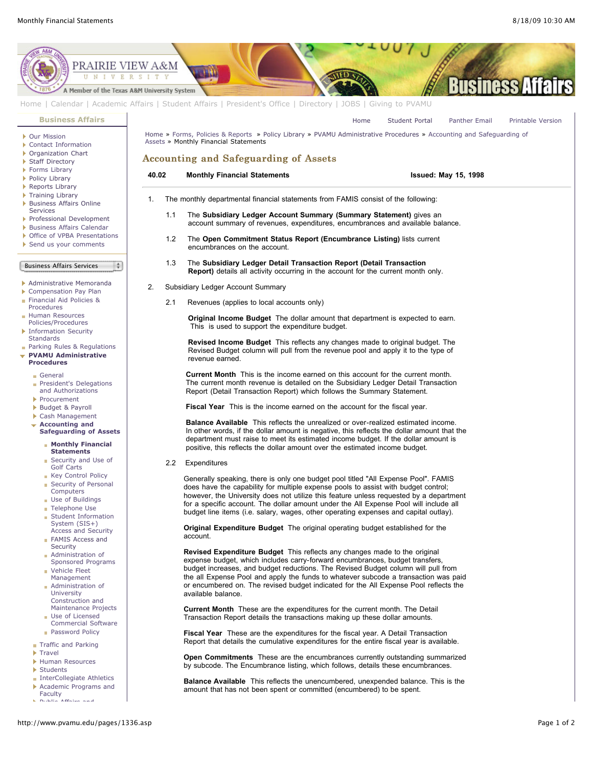Home » Forms, Policies & Reports » Policy Library » PVAMU Administrative Procedures » Accounting and Safeguarding of Assets » Monthly Financial Statements

## Accounting and Safeguarding of Assets

**40.02 Monthly Financial Statements** **Issued: May 15, 1998**

1. The monthly departmental financial statements from FAMIS consist of the following:

   1.1 The **Subsidiary Ledger Account Summary (Summary Statement)** gives an account summary of revenues, expenditures, encumbrances and available balance.

   1.2 The **Open Commitment Status Report (Encumbrance Listing)** lists current encumbrances on the account.

   1.3 The **Subsidiary Ledger Detail Transaction Report (Detail Transaction Report)** details all activity occurring in the account for the current month only.

2. Subsidiary Ledger Account Summary

   2.1 Revenues (applies to local accounts only)

   **Original Income Budget** The dollar amount that department is expected to earn. This is used to support the expenditure budget.

   **Revised Income Budget** This reflects any changes made to original budget. The Revised Budget column will pull from the revenue pool and apply it to the type of revenue earned.

   **Current Month** This is the income earned on this account for the current month. The current month revenue is detailed on the Subsidiary Ledger Detail Transaction Report (Detail Transaction Report) which follows the Summary Statement.

   **Fiscal Year** This is the income earned on the account for the fiscal year.

   **Balance Available** This reflects the unrealized or over-realized estimated income. In other words, if the dollar amount is negative, this reflects the dollar amount that the department must raise to meet its estimated income budget. If the dollar amount is positive, this reflects the dollar amount over the estimated income budget.

   2.2 Expenditures

   Generally speaking, there is only one budget pool titled "All Expense Pool". FAMIS does have the capability for multiple expense pools to assist with budget control; however, the University does not utilize this feature unless requested by a department for a specific account. The dollar amount under the All Expense Pool will include all budget line items (i.e. salary, wages, other operating expenses and capital outlay).

   **Original Expenditure Budget** The original operating budget established for the account.

   **Revised Expenditure Budget** This reflects any changes made to the original expense budget, which includes carry-forward encumbrances, budget transfers, budget increases, and budget reductions. The Revised Budget column will pull from the All Expense Pool and apply the funds to whatever subcode a transaction was paid or encumbered on. The revised budget indicated for the All Expense Pool reflects the available balance.

   **Current Month** These are the expenditures for the current month. The Detail Transaction Report details the transactions making up these dollar amounts.

   **Fiscal Year** These are the expenditures for the fiscal year. A Detail Transaction Report that details the cumulative expenditures for the entire fiscal year is available.

   **Open Commitments** These are the encumbrances currently outstanding summarized by subcode. The Encumbrance listing, which follows, details these encumbrances.

   **Balance Available** This reflects the unencumbered, unexpended balance. This is the amount that has not been spent or committed (encumbered) to be spent.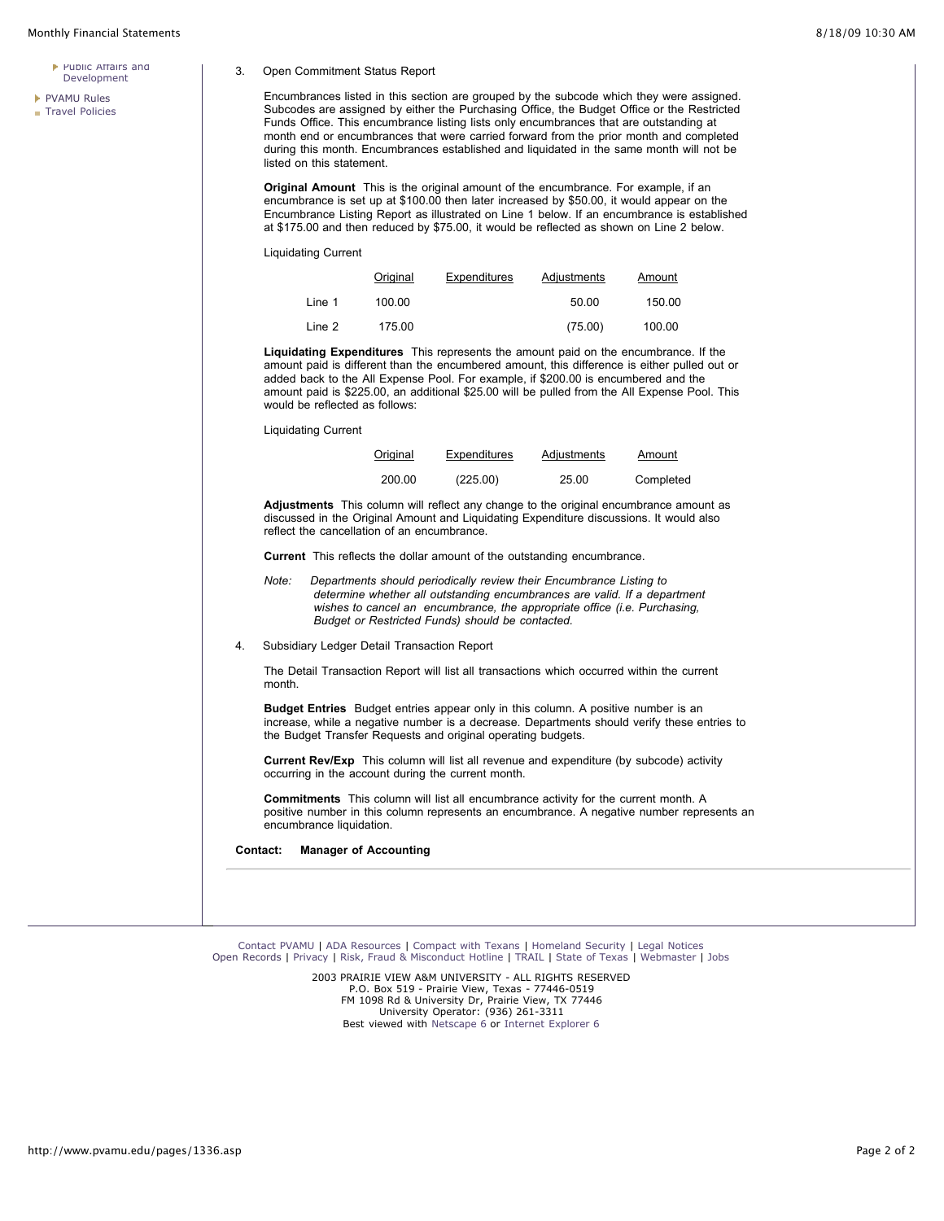- Public Affairs and Development
- PVAMU Rules
- Travel Policies

3. Open Commitment Status Report

Encumbrances listed in this section are grouped by the subcode which they were assigned. Subcodes are assigned by either the Purchasing Office, the Budget Office or the Restricted Funds Office. This encumbrance listing lists only encumbrances that are outstanding at month end or encumbrances that were carried forward from the prior month and completed during this month. Encumbrances established and liquidated in the same month will not be listed on this statement.

**Original Amount** This is the original amount of the encumbrance. For example, if an encumbrance is set up at $100.00 then later increased by $50.00, it would appear on the Encumbrance Listing Report as illustrated on Line 1 below. If an encumbrance is established at $175.00 and then reduced by $75.00, it would be reflected as shown on Line 2 below.

Liquidating Current

| | Original | Expenditures | Adjustments | Amount |
|---|---|---|---|---|
| Line 1 | 100.00 | | 50.00 | 150.00 |
| Line 2 | 175.00 | | (75.00) | 100.00 |

**Liquidating Expenditures** This represents the amount paid on the encumbrance. If the amount paid is different than the encumbered amount, this difference is either pulled out or added back to the All Expense Pool. For example, if $200.00 is encumbered and the amount paid is $225.00, an additional $25.00 will be pulled from the All Expense Pool. This would be reflected as follows:

Liquidating Current

| Original | Expenditures | Adjustments | Amount |
|---|---|---|---|
| 200.00 | (225.00) | 25.00 | Completed |

**Adjustments** This column will reflect any change to the original encumbrance amount as discussed in the Original Amount and Liquidating Expenditure discussions. It would also reflect the cancellation of an encumbrance.

**Current** This reflects the dollar amount of the outstanding encumbrance.

*Note: Departments should periodically review their Encumbrance Listing to determine whether all outstanding encumbrances are valid. If a department wishes to cancel an encumbrance, the appropriate office (i.e. Purchasing, Budget or Restricted Funds) should be contacted.*

4. Subsidiary Ledger Detail Transaction Report

The Detail Transaction Report will list all transactions which occurred within the current month.

**Budget Entries** Budget entries appear only in this column. A positive number is an increase, while a negative number is a decrease. Departments should verify these entries to the Budget Transfer Requests and original operating budgets.

**Current Rev/Exp** This column will list all revenue and expenditure (by subcode) activity occurring in the account during the current month.

**Commitments** This column will list all encumbrance activity for the current month. A positive number in this column represents an encumbrance. A negative number represents an encumbrance liquidation.

**Contact: Manager of Accounting**

Contact PVAMU | ADA Resources | Compact with Texans | Homeland Security | Legal Notices
Open Records | Privacy | Risk, Fraud & Misconduct Hotline | TRAIL | State of Texas | Webmaster | Jobs

2003 PRAIRIE VIEW A&M UNIVERSITY - ALL RIGHTS RESERVED
P.O. Box 519 - Prairie View, Texas - 77446-0519
FM 1098 Rd & University Dr, Prairie View, TX 77446
University Operator: (936) 261-3311
Best viewed with Netscape 6 or Internet Explorer 6